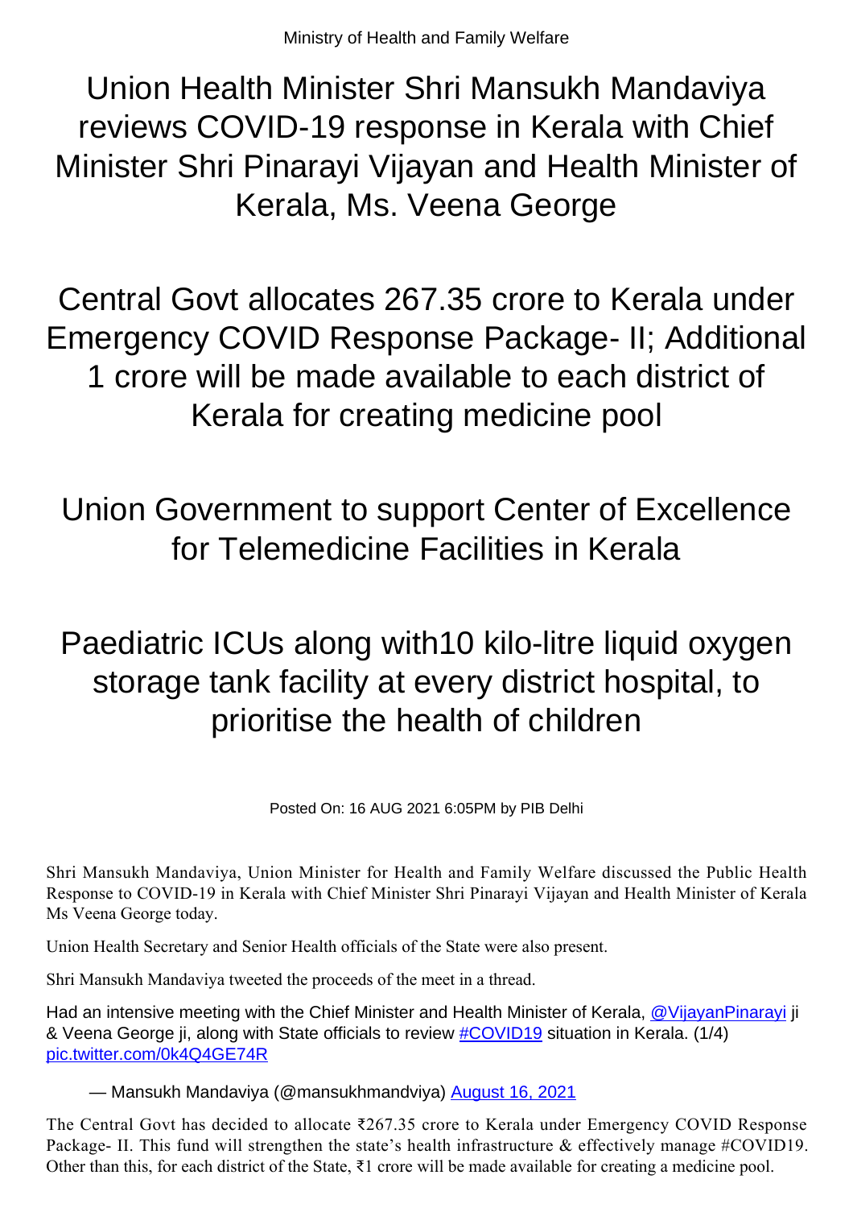Ministry of Health and Family Welfare

# Union Health Minister Shri Mansukh Mandaviya reviews COVID-19 response in Kerala with Chief Minister Shri Pinarayi Vijayan and Health Minister of Kerala, Ms. Veena George

# Central Govt allocates 267.35 crore to Kerala under Emergency COVID Response Package- II; Additional 1 crore will be made available to each district of Kerala for creating medicine pool

# Union Government to support Center of Excellence for Telemedicine Facilities in Kerala

# Paediatric ICUs along with10 kilo-litre liquid oxygen storage tank facility at every district hospital, to prioritise the health of children

Posted On: 16 AUG 2021 6:05PM by PIB Delhi

Shri Mansukh Mandaviya, Union Minister for Health and Family Welfare discussed the Public Health Response to COVID-19 in Kerala with Chief Minister Shri Pinarayi Vijayan and Health Minister of Kerala Ms Veena George today.

Union Health Secretary and Senior Health officials of the State were also present.

Shri Mansukh Mandaviya tweeted the proceeds of the meet in a thread.

Had an intensive meeting with the Chief Minister and Health Minister of Kerala, @VijayanPinarayi ji & Veena George ji, along with State officials to review #COVID19 situation in Kerala. (1/4) pic.twitter.com/0k4Q4GE74R

— Mansukh Mandaviya (@mansukhmandviya) August 16, 2021

The Central Govt has decided to allocate ₹267.35 crore to Kerala under Emergency COVID Response Package- II. This fund will strengthen the state's health infrastructure & effectively manage #COVID19. Other than this, for each district of the State, ₹1 crore will be made available for creating a medicine pool.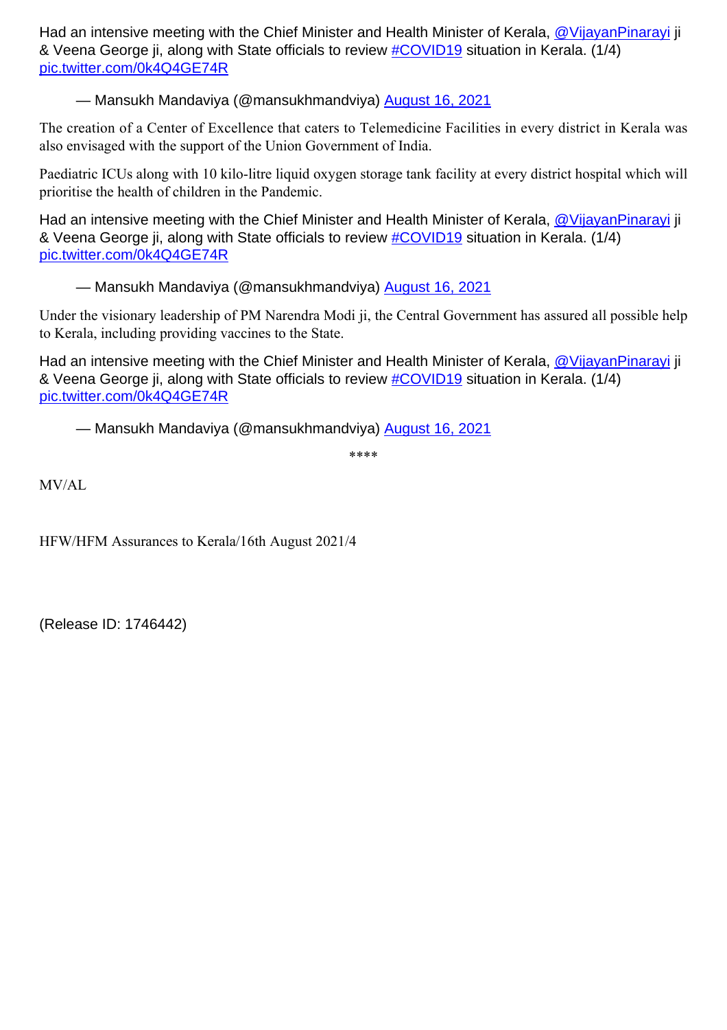Had an intensive meeting with the Chief Minister and Health Minister of Kerala, @VijayanPinarayi ji & Veena George ji, along with State officials to review #COVID19 situation in Kerala. (1/4) pic.twitter.com/0k4Q4GE74R

— Mansukh Mandaviya (@mansukhmandviya) August 16, 2021

The creation of a Center of Excellence that caters to Telemedicine Facilities in every district in Kerala was also envisaged with the support of the Union Government of India.

Paediatric ICUs along with 10 kilo-litre liquid oxygen storage tank facility at every district hospital which will prioritise the health of children in the Pandemic.

Had an intensive meeting with the Chief Minister and Health Minister of Kerala, @VijayanPinarayi ji & Veena George ji, along with State officials to review #COVID19 situation in Kerala. (1/4) pic.twitter.com/0k4Q4GE74R

— Mansukh Mandaviya (@mansukhmandviya) August 16, 2021

Under the visionary leadership of PM Narendra Modi ji, the Central Government has assured all possible help to Kerala, including providing vaccines to the State.

Had an intensive meeting with the Chief Minister and Health Minister of Kerala, @VijayanPinarayi ji & Veena George ji, along with State officials to review #COVID19 situation in Kerala. (1/4) pic.twitter.com/0k4Q4GE74R

— Mansukh Mandaviya (@mansukhmandviya) August 16, 2021

****

MV/AL

HFW/HFM Assurances to Kerala/16th August 2021/4

(Release ID: 1746442)